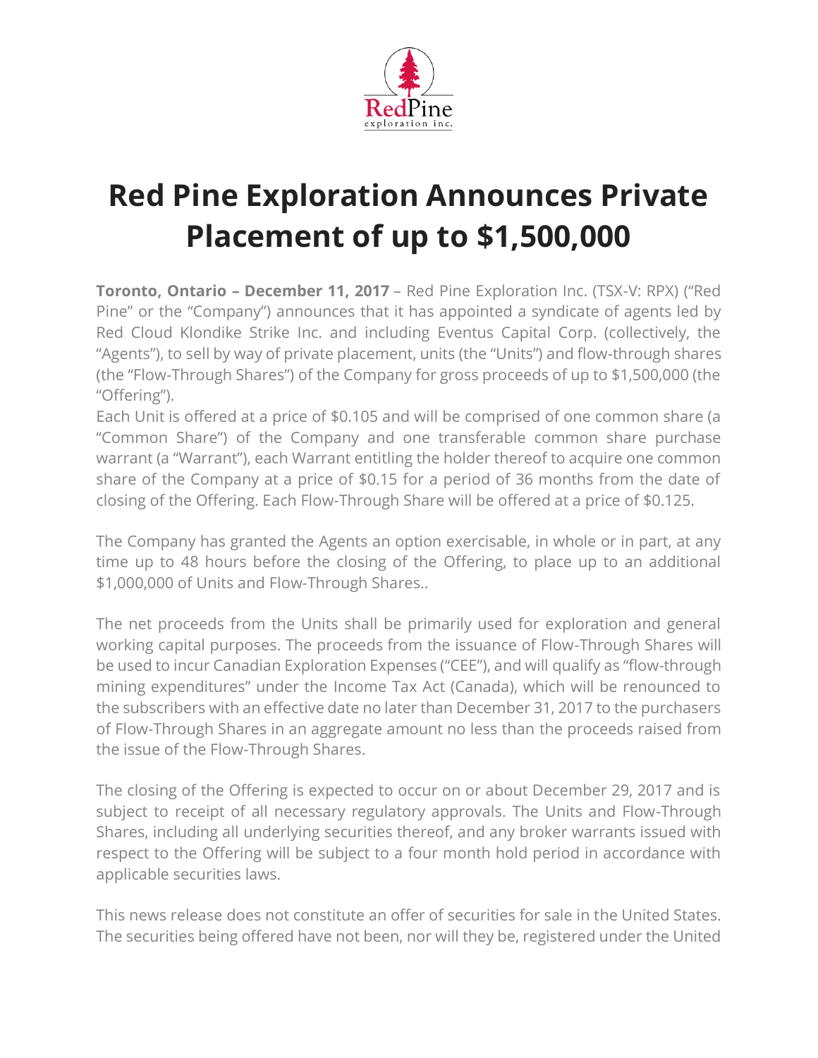# Red Pine Exploration Announces Private Placement of up to $1,500,000

**Toronto, Ontario – December 11, 2017** – Red Pine Exploration Inc. (TSX-V: RPX) ("Red Pine" or the "Company") announces that it has appointed a syndicate of agents led by Red Cloud Klondike Strike Inc. and including Eventus Capital Corp. (collectively, the "Agents"), to sell by way of private placement, units (the "Units") and flow-through shares (the "Flow-Through Shares") of the Company for gross proceeds of up to $1,500,000 (the "Offering").

Each Unit is offered at a price of $0.105 and will be comprised of one common share (a "Common Share") of the Company and one transferable common share purchase warrant (a "Warrant"), each Warrant entitling the holder thereof to acquire one common share of the Company at a price of $0.15 for a period of 36 months from the date of closing of the Offering. Each Flow-Through Share will be offered at a price of $0.125.

The Company has granted the Agents an option exercisable, in whole or in part, at any time up to 48 hours before the closing of the Offering, to place up to an additional $1,000,000 of Units and Flow-Through Shares..

The net proceeds from the Units shall be primarily used for exploration and general working capital purposes. The proceeds from the issuance of Flow-Through Shares will be used to incur Canadian Exploration Expenses ("CEE"), and will qualify as "flow-through mining expenditures" under the Income Tax Act (Canada), which will be renounced to the subscribers with an effective date no later than December 31, 2017 to the purchasers of Flow-Through Shares in an aggregate amount no less than the proceeds raised from the issue of the Flow-Through Shares.

The closing of the Offering is expected to occur on or about December 29, 2017 and is subject to receipt of all necessary regulatory approvals. The Units and Flow-Through Shares, including all underlying securities thereof, and any broker warrants issued with respect to the Offering will be subject to a four month hold period in accordance with applicable securities laws.

This news release does not constitute an offer of securities for sale in the United States. The securities being offered have not been, nor will they be, registered under the United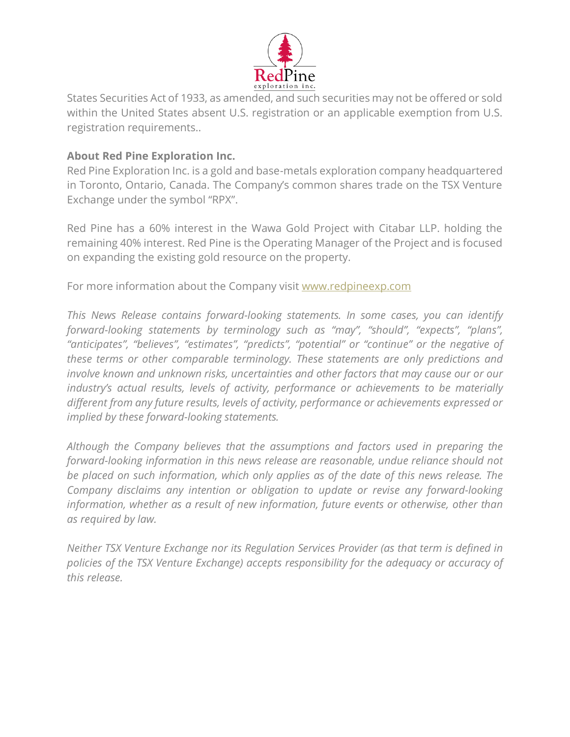States Securities Act of 1933, as amended, and such securities may not be offered or sold within the United States absent U.S. registration or an applicable exemption from U.S. registration requirements..

**About Red Pine Exploration Inc.**

Red Pine Exploration Inc. is a gold and base-metals exploration company headquartered in Toronto, Ontario, Canada. The Company's common shares trade on the TSX Venture Exchange under the symbol "RPX".

Red Pine has a 60% interest in the Wawa Gold Project with Citabar LLP. holding the remaining 40% interest. Red Pine is the Operating Manager of the Project and is focused on expanding the existing gold resource on the property.

For more information about the Company visit [www.redpineexp.com](http://www.redpineexp.com)

*This News Release contains forward-looking statements. In some cases, you can identify forward-looking statements by terminology such as "may", "should", "expects", "plans", "anticipates", "believes", "estimates", "predicts", "potential" or "continue" or the negative of these terms or other comparable terminology. These statements are only predictions and involve known and unknown risks, uncertainties and other factors that may cause our or our industry's actual results, levels of activity, performance or achievements to be materially different from any future results, levels of activity, performance or achievements expressed or implied by these forward-looking statements.*

*Although the Company believes that the assumptions and factors used in preparing the forward-looking information in this news release are reasonable, undue reliance should not be placed on such information, which only applies as of the date of this news release. The Company disclaims any intention or obligation to update or revise any forward-looking information, whether as a result of new information, future events or otherwise, other than as required by law.*

*Neither TSX Venture Exchange nor its Regulation Services Provider (as that term is defined in policies of the TSX Venture Exchange) accepts responsibility for the adequacy or accuracy of this release.*